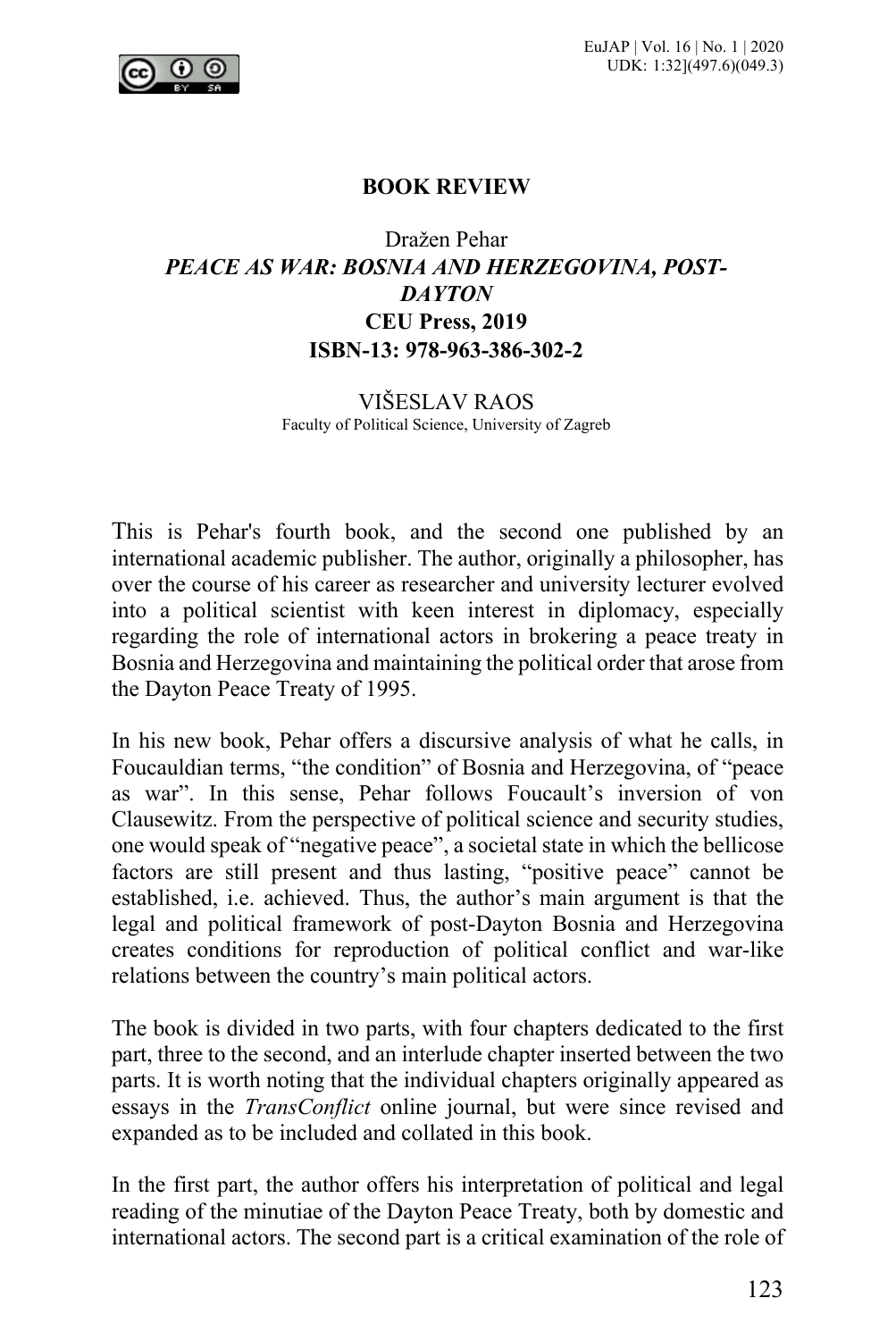**BOOK REVIEW**

Dražen Pehar
***PEACE AS WAR: BOSNIA AND HERZEGOVINA, POST-DAYTON***
**CEU Press, 2019**
**ISBN-13: 978-963-386-302-2**

VIŠESLAV RAOS
Faculty of Political Science, University of Zagreb

This is Pehar's fourth book, and the second one published by an international academic publisher. The author, originally a philosopher, has over the course of his career as researcher and university lecturer evolved into a political scientist with keen interest in diplomacy, especially regarding the role of international actors in brokering a peace treaty in Bosnia and Herzegovina and maintaining the political order that arose from the Dayton Peace Treaty of 1995.

In his new book, Pehar offers a discursive analysis of what he calls, in Foucauldian terms, "the condition" of Bosnia and Herzegovina, of "peace as war". In this sense, Pehar follows Foucault's inversion of von Clausewitz. From the perspective of political science and security studies, one would speak of "negative peace", a societal state in which the bellicose factors are still present and thus lasting, "positive peace" cannot be established, i.e. achieved. Thus, the author's main argument is that the legal and political framework of post-Dayton Bosnia and Herzegovina creates conditions for reproduction of political conflict and war-like relations between the country's main political actors.

The book is divided in two parts, with four chapters dedicated to the first part, three to the second, and an interlude chapter inserted between the two parts. It is worth noting that the individual chapters originally appeared as essays in the *TransConflict* online journal, but were since revised and expanded as to be included and collated in this book.

In the first part, the author offers his interpretation of political and legal reading of the minutiae of the Dayton Peace Treaty, both by domestic and international actors. The second part is a critical examination of the role of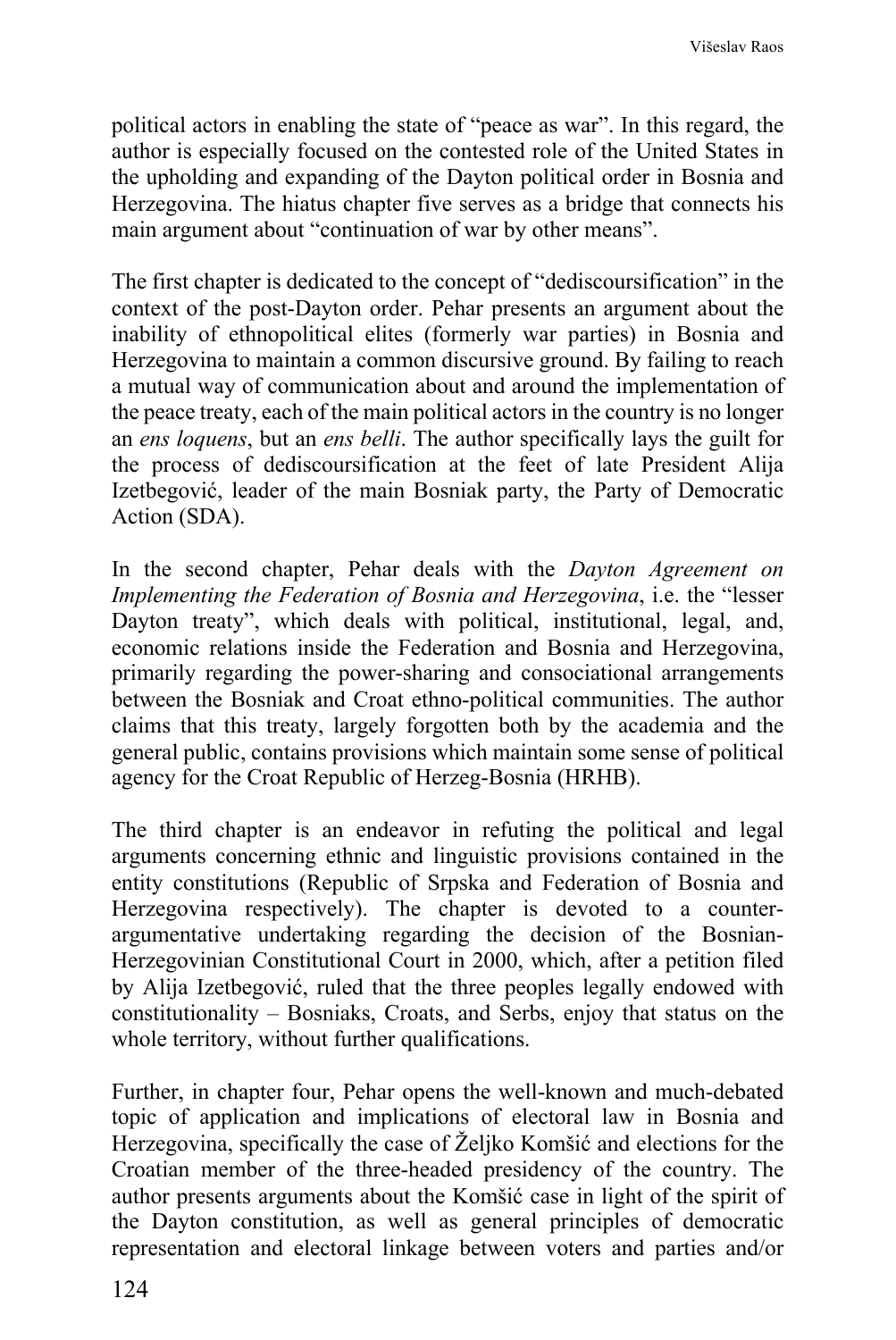political actors in enabling the state of "peace as war". In this regard, the author is especially focused on the contested role of the United States in the upholding and expanding of the Dayton political order in Bosnia and Herzegovina. The hiatus chapter five serves as a bridge that connects his main argument about "continuation of war by other means".

The first chapter is dedicated to the concept of "dediscoursification" in the context of the post-Dayton order. Pehar presents an argument about the inability of ethnopolitical elites (formerly war parties) in Bosnia and Herzegovina to maintain a common discursive ground. By failing to reach a mutual way of communication about and around the implementation of the peace treaty, each of the main political actors in the country is no longer an *ens loquens*, but an *ens belli*. The author specifically lays the guilt for the process of dediscoursification at the feet of late President Alija Izetbegović, leader of the main Bosniak party, the Party of Democratic Action (SDA).

In the second chapter, Pehar deals with the *Dayton Agreement on Implementing the Federation of Bosnia and Herzegovina*, i.e. the "lesser Dayton treaty", which deals with political, institutional, legal, and, economic relations inside the Federation and Bosnia and Herzegovina, primarily regarding the power-sharing and consociational arrangements between the Bosniak and Croat ethno-political communities. The author claims that this treaty, largely forgotten both by the academia and the general public, contains provisions which maintain some sense of political agency for the Croat Republic of Herzeg-Bosnia (HRHB).

The third chapter is an endeavor in refuting the political and legal arguments concerning ethnic and linguistic provisions contained in the entity constitutions (Republic of Srpska and Federation of Bosnia and Herzegovina respectively). The chapter is devoted to a counter-argumentative undertaking regarding the decision of the Bosnian-Herzegovinian Constitutional Court in 2000, which, after a petition filed by Alija Izetbegović, ruled that the three peoples legally endowed with constitutionality – Bosniaks, Croats, and Serbs, enjoy that status on the whole territory, without further qualifications.

Further, in chapter four, Pehar opens the well-known and much-debated topic of application and implications of electoral law in Bosnia and Herzegovina, specifically the case of Željko Komšić and elections for the Croatian member of the three-headed presidency of the country. The author presents arguments about the Komšić case in light of the spirit of the Dayton constitution, as well as general principles of democratic representation and electoral linkage between voters and parties and/or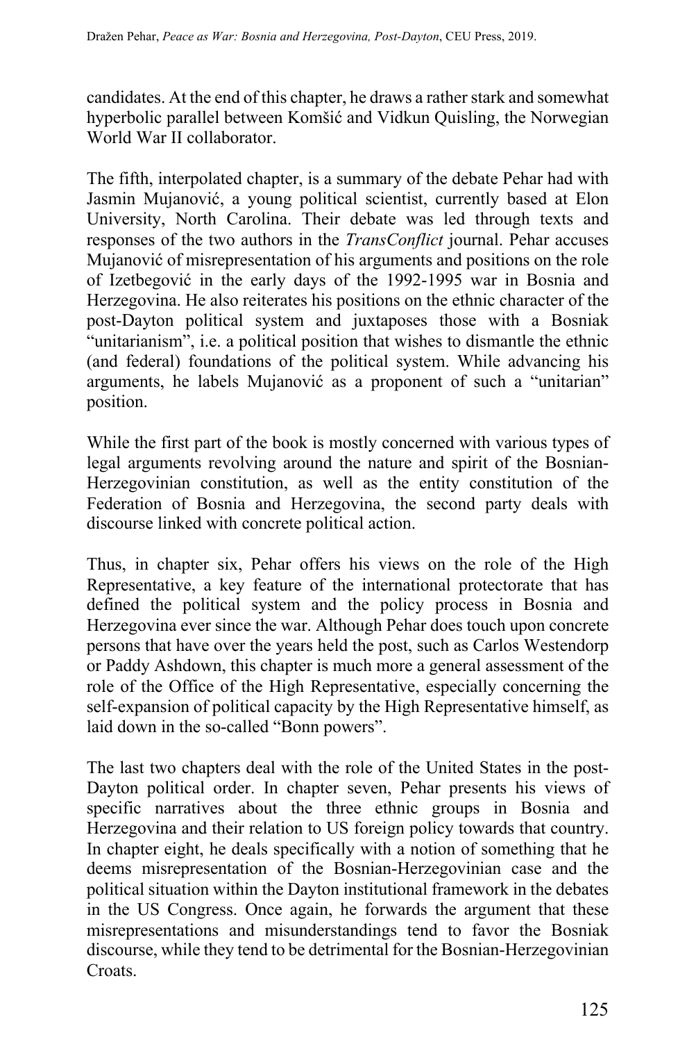candidates. At the end of this chapter, he draws a rather stark and somewhat hyperbolic parallel between Komšić and Vidkun Quisling, the Norwegian World War II collaborator.

The fifth, interpolated chapter, is a summary of the debate Pehar had with Jasmin Mujanović, a young political scientist, currently based at Elon University, North Carolina. Their debate was led through texts and responses of the two authors in the *TransConflict* journal. Pehar accuses Mujanović of misrepresentation of his arguments and positions on the role of Izetbegović in the early days of the 1992-1995 war in Bosnia and Herzegovina. He also reiterates his positions on the ethnic character of the post-Dayton political system and juxtaposes those with a Bosniak "unitarianism", i.e. a political position that wishes to dismantle the ethnic (and federal) foundations of the political system. While advancing his arguments, he labels Mujanović as a proponent of such a "unitarian" position.

While the first part of the book is mostly concerned with various types of legal arguments revolving around the nature and spirit of the Bosnian-Herzegovinian constitution, as well as the entity constitution of the Federation of Bosnia and Herzegovina, the second party deals with discourse linked with concrete political action.

Thus, in chapter six, Pehar offers his views on the role of the High Representative, a key feature of the international protectorate that has defined the political system and the policy process in Bosnia and Herzegovina ever since the war. Although Pehar does touch upon concrete persons that have over the years held the post, such as Carlos Westendorp or Paddy Ashdown, this chapter is much more a general assessment of the role of the Office of the High Representative, especially concerning the self-expansion of political capacity by the High Representative himself, as laid down in the so-called "Bonn powers".

The last two chapters deal with the role of the United States in the post-Dayton political order. In chapter seven, Pehar presents his views of specific narratives about the three ethnic groups in Bosnia and Herzegovina and their relation to US foreign policy towards that country. In chapter eight, he deals specifically with a notion of something that he deems misrepresentation of the Bosnian-Herzegovinian case and the political situation within the Dayton institutional framework in the debates in the US Congress. Once again, he forwards the argument that these misrepresentations and misunderstandings tend to favor the Bosniak discourse, while they tend to be detrimental for the Bosnian-Herzegovinian Croats.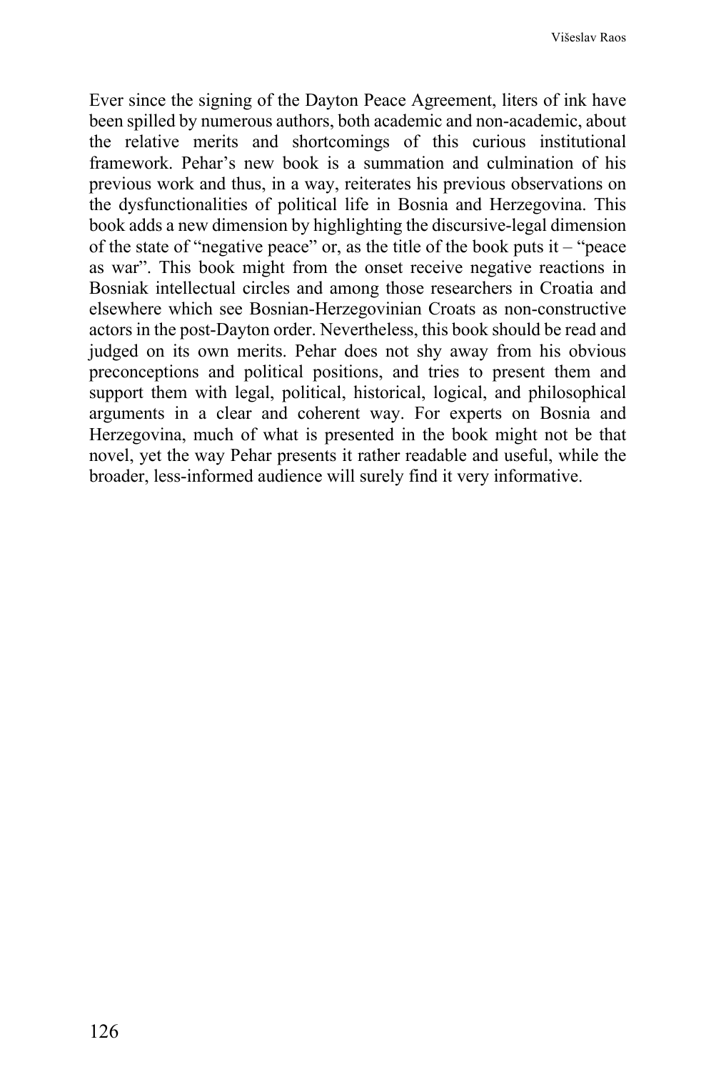Ever since the signing of the Dayton Peace Agreement, liters of ink have been spilled by numerous authors, both academic and non-academic, about the relative merits and shortcomings of this curious institutional framework. Pehar's new book is a summation and culmination of his previous work and thus, in a way, reiterates his previous observations on the dysfunctionalities of political life in Bosnia and Herzegovina. This book adds a new dimension by highlighting the discursive-legal dimension of the state of "negative peace" or, as the title of the book puts it – "peace as war". This book might from the onset receive negative reactions in Bosniak intellectual circles and among those researchers in Croatia and elsewhere which see Bosnian-Herzegovinian Croats as non-constructive actors in the post-Dayton order. Nevertheless, this book should be read and judged on its own merits. Pehar does not shy away from his obvious preconceptions and political positions, and tries to present them and support them with legal, political, historical, logical, and philosophical arguments in a clear and coherent way. For experts on Bosnia and Herzegovina, much of what is presented in the book might not be that novel, yet the way Pehar presents it rather readable and useful, while the broader, less-informed audience will surely find it very informative.